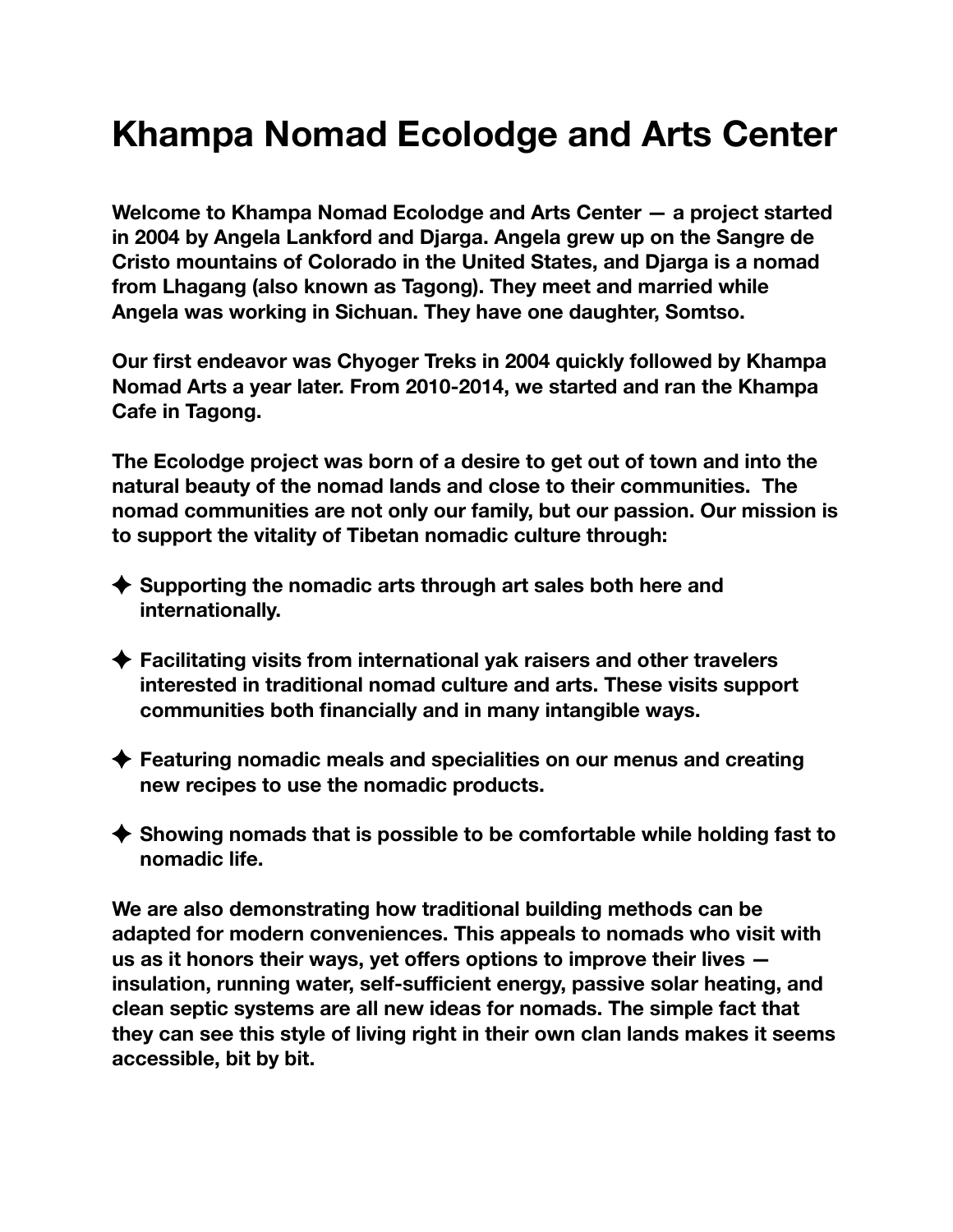# Khampa Nomad Ecolodge and Arts Center

**Welcome to Khampa Nomad Ecolodge and Arts Center — a project started in 2004 by Angela Lankford and Djarga. Angela grew up on the Sangre de Cristo mountains of Colorado in the United States, and Djarga is a nomad from Lhagang (also known as Tagong). They meet and married while Angela was working in Sichuan. They have one daughter, Somtso.**

**Our first endeavor was Chyoger Treks in 2004 quickly followed by Khampa Nomad Arts a year later. From 2010-2014, we started and ran the Khampa Cafe in Tagong.**

**The Ecolodge project was born of a desire to get out of town and into the natural beauty of the nomad lands and close to their communities. The nomad communities are not only our family, but our passion. Our mission is to support the vitality of Tibetan nomadic culture through:**

- ✦ **Supporting the nomadic arts through art sales both here and internationally.**
- ✦ **Facilitating visits from international yak raisers and other travelers interested in traditional nomad culture and arts. These visits support communities both financially and in many intangible ways.**
- ✦ **Featuring nomadic meals and specialities on our menus and creating new recipes to use the nomadic products.**
- ✦ **Showing nomads that is possible to be comfortable while holding fast to nomadic life.**

**We are also demonstrating how traditional building methods can be adapted for modern conveniences. This appeals to nomads who visit with us as it honors their ways, yet offers options to improve their lives — insulation, running water, self-sufficient energy, passive solar heating, and clean septic systems are all new ideas for nomads. The simple fact that they can see this style of living right in their own clan lands makes it seems accessible, bit by bit.**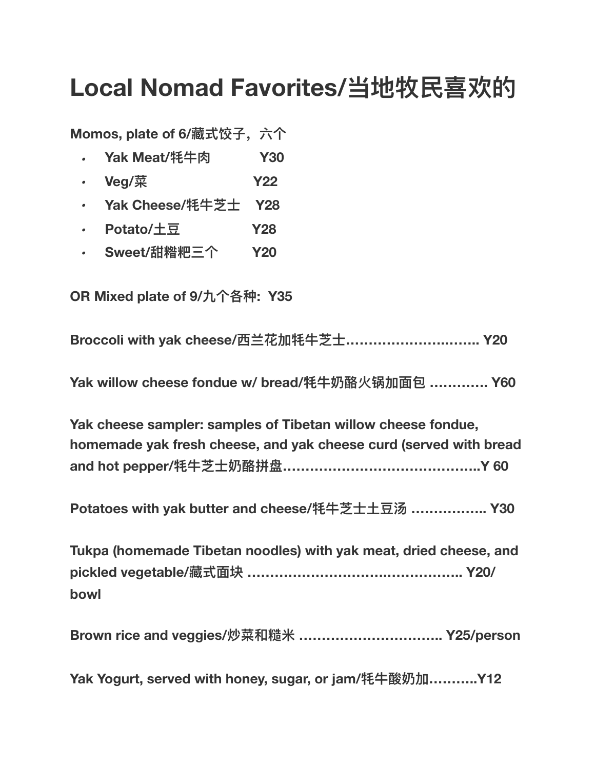# Local Nomad Favorites/当地牧民喜欢的

**Momos, plate of 6/藏式饺子，六个**

- **Yak Meat/牦牛肉 Y30**
- **Veg/菜 Y22**
- **Yak Cheese/牦牛芝士 Y28**
- **Potato/土豆 Y28**
- **Sweet/甜糌粑三个 Y20**

**OR Mixed plate of 9/九个各种: Y35**

**Broccoli with yak cheese/西兰花加牦牛芝士………………………….. Y20**

**Yak willow cheese fondue w/ bread/牦牛奶酪火锅加面包 …………. Y60**

**Yak cheese sampler: samples of Tibetan willow cheese fondue, homemade yak fresh cheese, and yak cheese curd (served with bread and hot pepper/牦牛芝士奶酪拼盘……………………………………..Y 60**

**Potatoes with yak butter and cheese/牦牛芝士土豆汤 …………….. Y30**

**Tukpa (homemade Tibetan noodles) with yak meat, dried cheese, and pickled vegetable/藏式面块 ……………………………………….. Y20/bowl**

**Brown rice and veggies/炒菜和糙米 ………………………….. Y25/person**

**Yak Yogurt, served with honey, sugar, or jam/牦牛酸奶加………..Y12**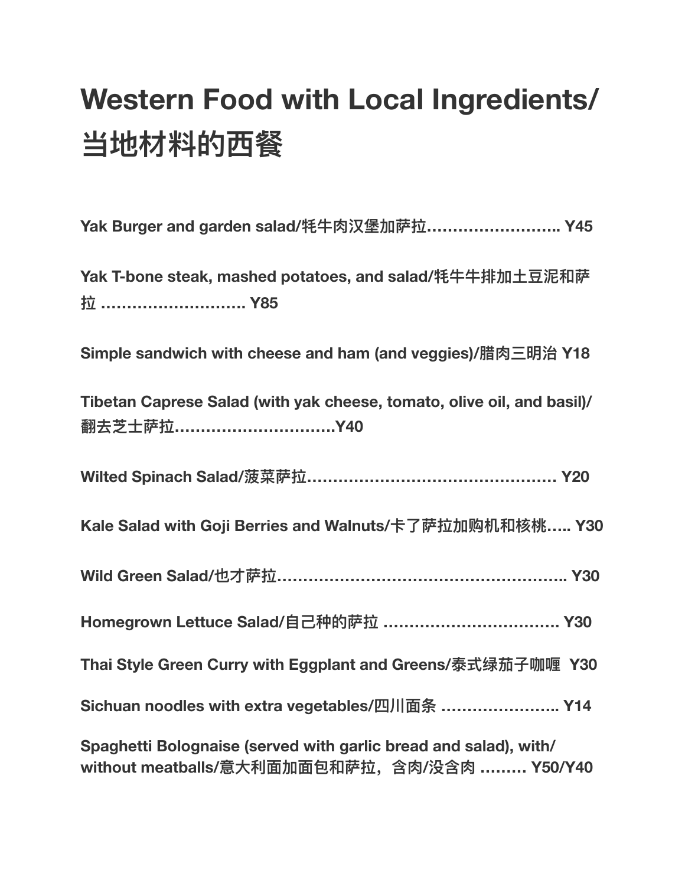# Western Food with Local Ingredients/当地材料的西餐

**Yak Burger and garden salad/牦牛肉汉堡加萨拉…………………….. Y45**

**Yak T-bone steak, mashed potatoes, and salad/牦牛牛排加土豆泥和萨拉 ………………………. Y85**

**Simple sandwich with cheese and ham (and veggies)/腊肉三明治 Y18**

**Tibetan Caprese Salad (with yak cheese, tomato, olive oil, and basil)/翻去芝士萨拉………………………….Y40**

**Wilted Spinach Salad/菠菜萨拉………………………………………… Y20**

**Kale Salad with Goji Berries and Walnuts/卡了萨拉加购机和核桃….. Y30**

**Wild Green Salad/也才萨拉……………………………………………….. Y30**

**Homegrown Lettuce Salad/自己种的萨拉 ……………………………. Y30**

**Thai Style Green Curry with Eggplant and Greens/泰式绿茄子咖喱 Y30**

**Sichuan noodles with extra vegetables/四川面条 ………………….. Y14**

**Spaghetti Bolognaise (served with garlic bread and salad), with/without meatballs/意大利面加面包和萨拉，含肉/没含肉 ……… Y50/Y40**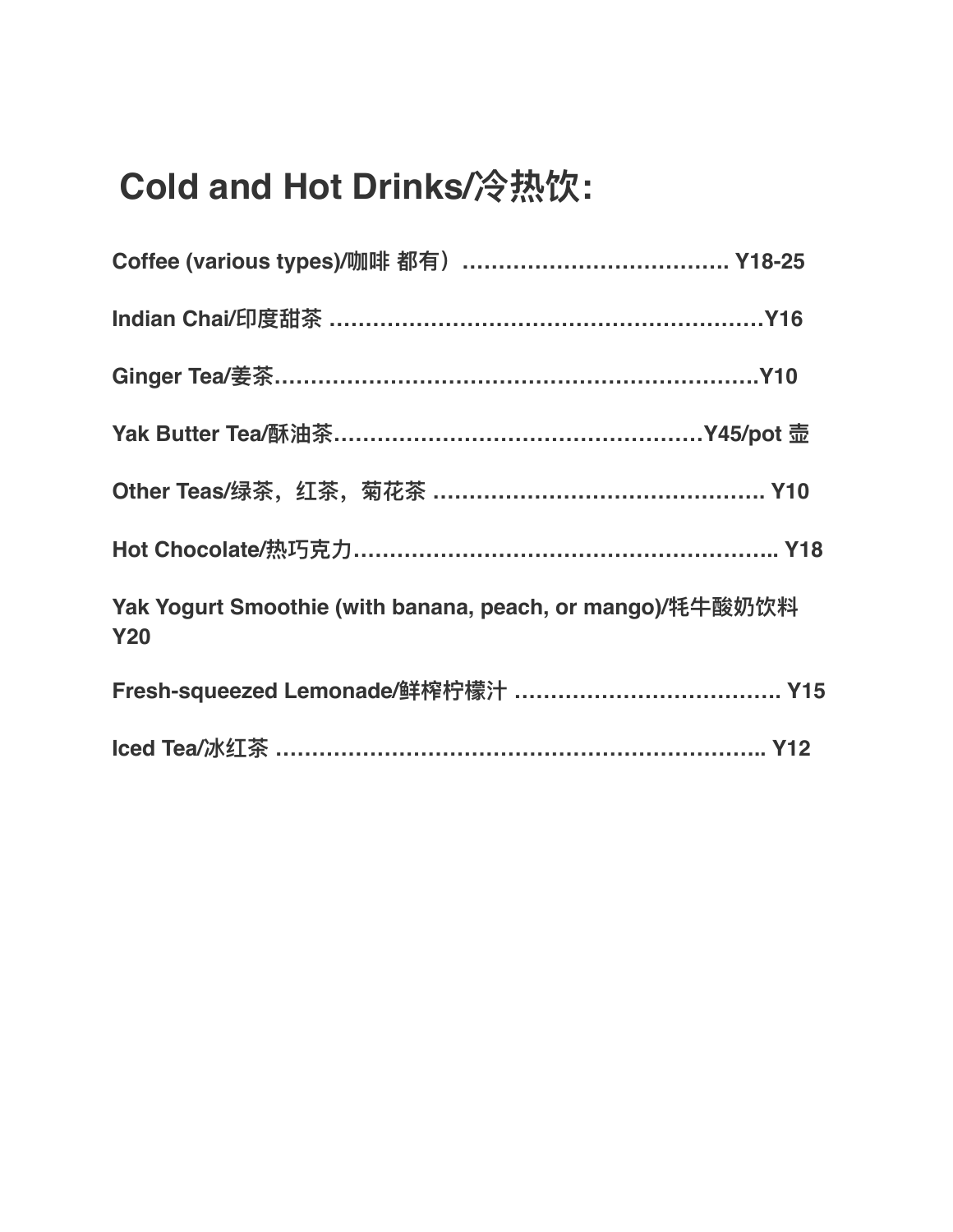# Cold and Hot Drinks/冷热饮:

**Coffee (various types)/咖啡 都有）………………………………. Y18-25**

**Indian Chai/印度甜茶 ……………………………………………………Y16**

**Ginger Tea/姜茶…………………………………………………………….Y10**

**Yak Butter Tea/酥油茶……………………………………………Y45/pot 壶**

**Other Teas/绿茶，红茶，菊花茶 ………………………………………. Y10**

**Hot Chocolate/热巧克力………………………………………………….. Y18**

**Yak Yogurt Smoothie (with banana, peach, or mango)/牦牛酸奶饮料 Y20**

**Fresh-squeezed Lemonade/鲜榨柠檬汁 ………………………………. Y15**

**Iced Tea/冰红茶 …………………………………………………………….. Y12**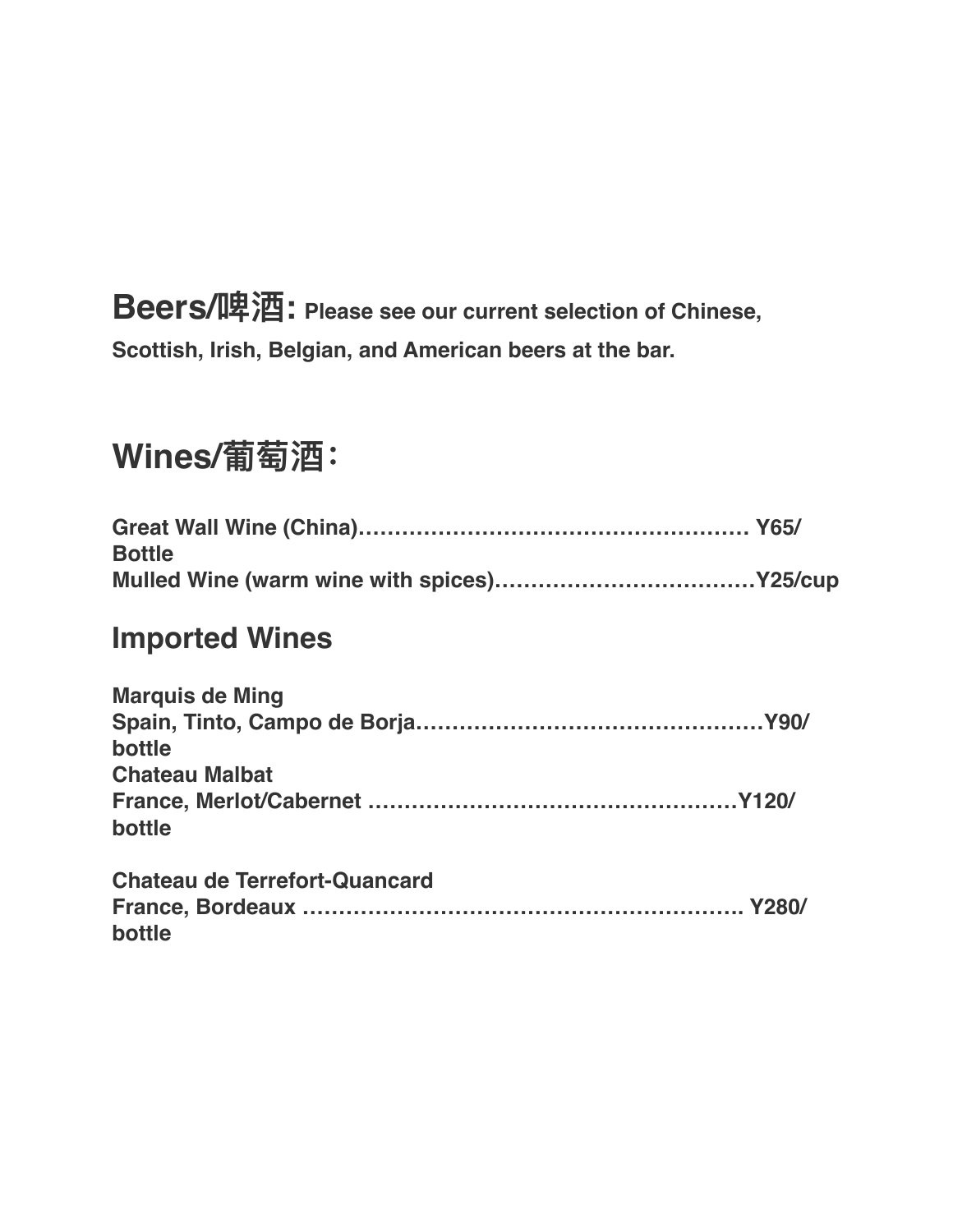## Beers/啤酒: **Please see our current selection of Chinese, Scottish, Irish, Belgian, and American beers at the bar.**

## Wines/葡萄酒：

**Great Wall Wine (China)……………………………………………… Y65/ Bottle**
**Mulled Wine (warm wine with spices)………………………………Y25/cup**

## Imported Wines

**Marquis de Ming**
**Spain, Tinto, Campo de Borja…………………………………………Y90/ bottle**
**Chateau Malbat**
**France, Merlot/Cabernet ……………………………………………Y120/ bottle**

**Chateau de Terrefort-Quancard**
**France, Bordeaux ……………………………………………………. Y280/ bottle**